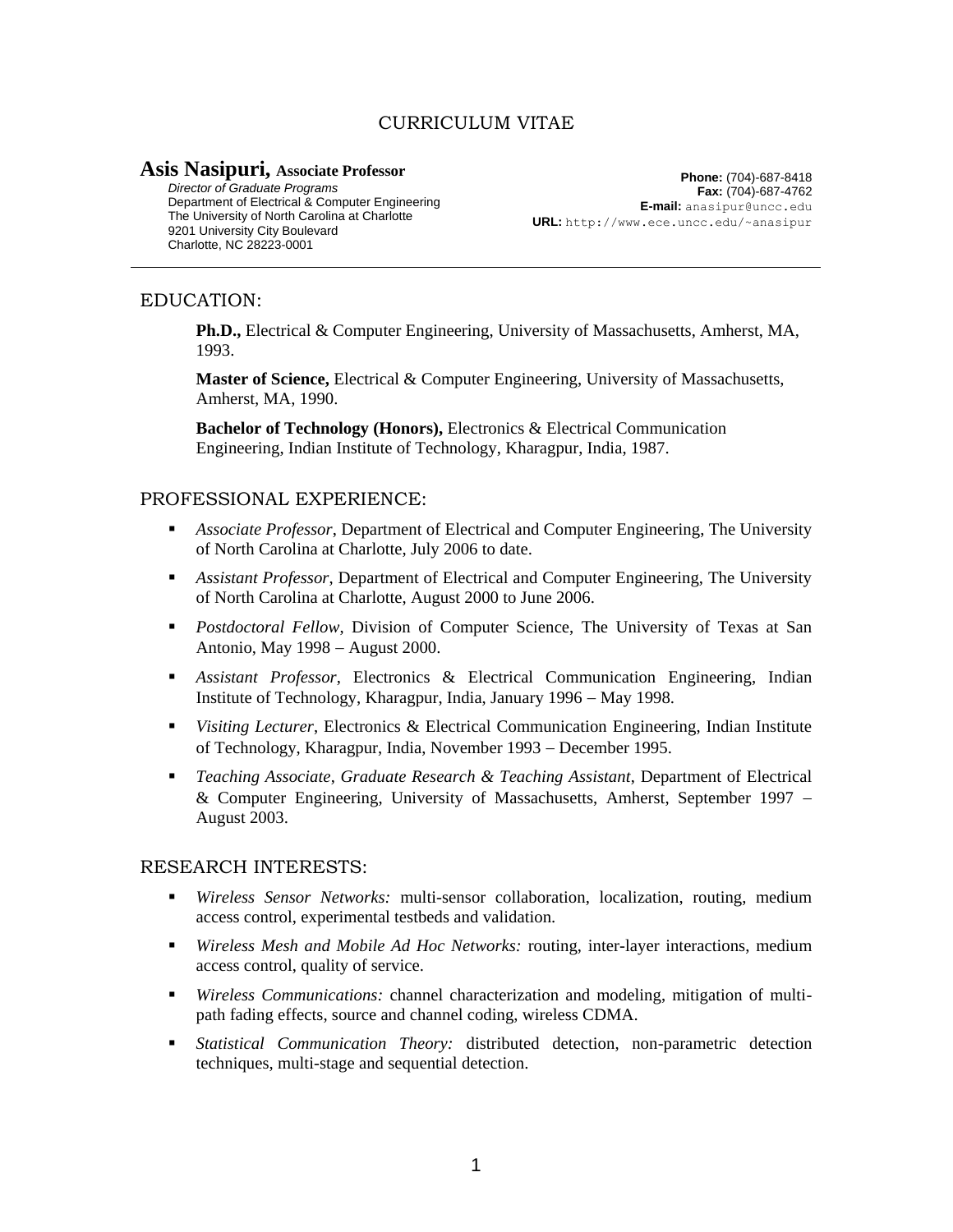# CURRICULUM VITAE

**Asis Nasipuri, Associate Professor**

*Director of Graduate Programs*
Department of Electrical & Computer Engineering
The University of North Carolina at Charlotte
9201 University City Boulevard
Charlotte, NC 28223-0001

**Phone:** (704)-687-8418
**Fax:** (704)-687-4762
**E-mail:** anasipur@uncc.edu
**URL:** http://www.ece.uncc.edu/~anasipur

---

## EDUCATION:

**Ph.D.,** Electrical & Computer Engineering, University of Massachusetts, Amherst, MA, 1993.

**Master of Science,** Electrical & Computer Engineering, University of Massachusetts, Amherst, MA, 1990.

**Bachelor of Technology (Honors),** Electronics & Electrical Communication Engineering, Indian Institute of Technology, Kharagpur, India, 1987.

## PROFESSIONAL EXPERIENCE:

- *Associate Professor*, Department of Electrical and Computer Engineering, The University of North Carolina at Charlotte, July 2006 to date.
- *Assistant Professor*, Department of Electrical and Computer Engineering, The University of North Carolina at Charlotte, August 2000 to June 2006.
- *Postdoctoral Fellow*, Division of Computer Science, The University of Texas at San Antonio, May 1998 – August 2000.
- *Assistant Professor*, Electronics & Electrical Communication Engineering, Indian Institute of Technology, Kharagpur, India, January 1996 – May 1998.
- *Visiting Lecturer*, Electronics & Electrical Communication Engineering, Indian Institute of Technology, Kharagpur, India, November 1993 – December 1995.
- *Teaching Associate*, *Graduate Research & Teaching Assistant*, Department of Electrical & Computer Engineering, University of Massachusetts, Amherst, September 1997 – August 2003.

## RESEARCH INTERESTS:

- *Wireless Sensor Networks:* multi-sensor collaboration, localization, routing, medium access control, experimental testbeds and validation.
- *Wireless Mesh and Mobile Ad Hoc Networks:* routing, inter-layer interactions, medium access control, quality of service.
- *Wireless Communications:* channel characterization and modeling, mitigation of multi-path fading effects, source and channel coding, wireless CDMA.
- *Statistical Communication Theory:* distributed detection, non-parametric detection techniques, multi-stage and sequential detection.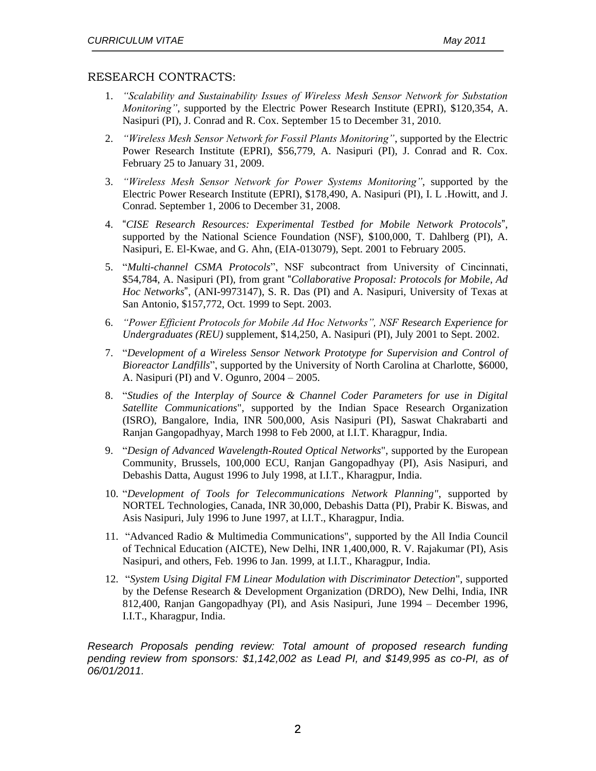## RESEARCH CONTRACTS:

1. *"Scalability and Sustainability Issues of Wireless Mesh Sensor Network for Substation Monitoring"*, supported by the Electric Power Research Institute (EPRI), $120,354, A. Nasipuri (PI), J. Conrad and R. Cox. September 15 to December 31, 2010.

2. *"Wireless Mesh Sensor Network for Fossil Plants Monitoring"*, supported by the Electric Power Research Institute (EPRI), $56,779, A. Nasipuri (PI), J. Conrad and R. Cox. February 25 to January 31, 2009.

3. *"Wireless Mesh Sensor Network for Power Systems Monitoring"*, supported by the Electric Power Research Institute (EPRI), $178,490, A. Nasipuri (PI), I. L .Howitt, and J. Conrad. September 1, 2006 to December 31, 2008.

4. "*CISE Research Resources: Experimental Testbed for Mobile Network Protocols*", supported by the National Science Foundation (NSF), $100,000, T. Dahlberg (PI), A. Nasipuri, E. El-Kwae, and G. Ahn, (EIA-013079), Sept. 2001 to February 2005.

5. "*Multi-channel CSMA Protocols*", NSF subcontract from University of Cincinnati, $54,784, A. Nasipuri (PI), from grant "*Collaborative Proposal: Protocols for Mobile, Ad Hoc Networks*", (ANI-9973147), S. R. Das (PI) and A. Nasipuri, University of Texas at San Antonio, $157,772, Oct. 1999 to Sept. 2003.

6. *"Power Efficient Protocols for Mobile Ad Hoc Networks", NSF Research Experience for Undergraduates (REU)* supplement, $14,250, A. Nasipuri (PI), July 2001 to Sept. 2002.

7. "*Development of a Wireless Sensor Network Prototype for Supervision and Control of Bioreactor Landfills*", supported by the University of North Carolina at Charlotte, $6000, A. Nasipuri (PI) and V. Ogunro, 2004 – 2005.

8. "*Studies of the Interplay of Source & Channel Coder Parameters for use in Digital Satellite Communications*", supported by the Indian Space Research Organization (ISRO), Bangalore, India, INR 500,000, Asis Nasipuri (PI), Saswat Chakrabarti and Ranjan Gangopadhyay, March 1998 to Feb 2000, at I.I.T. Kharagpur, India.

9. "*Design of Advanced Wavelength-Routed Optical Networks*", supported by the European Community, Brussels, 100,000 ECU, Ranjan Gangopadhyay (PI), Asis Nasipuri, and Debashis Datta, August 1996 to July 1998, at I.I.T., Kharagpur, India.

10. "*Development of Tools for Telecommunications Network Planning"*, supported by NORTEL Technologies, Canada, INR 30,000, Debashis Datta (PI), Prabir K. Biswas, and Asis Nasipuri, July 1996 to June 1997, at I.I.T., Kharagpur, India.

11. "Advanced Radio & Multimedia Communications", supported by the All India Council of Technical Education (AICTE), New Delhi, INR 1,400,000, R. V. Rajakumar (PI), Asis Nasipuri, and others, Feb. 1996 to Jan. 1999, at I.I.T., Kharagpur, India.

12. "*System Using Digital FM Linear Modulation with Discriminator Detection*", supported by the Defense Research & Development Organization (DRDO), New Delhi, India, INR 812,400, Ranjan Gangopadhyay (PI), and Asis Nasipuri, June 1994 – December 1996, I.I.T., Kharagpur, India.

*Research Proposals pending review: Total amount of proposed research funding pending review from sponsors: $1,142,002 as Lead PI, and $149,995 as co-PI, as of 06/01/2011.*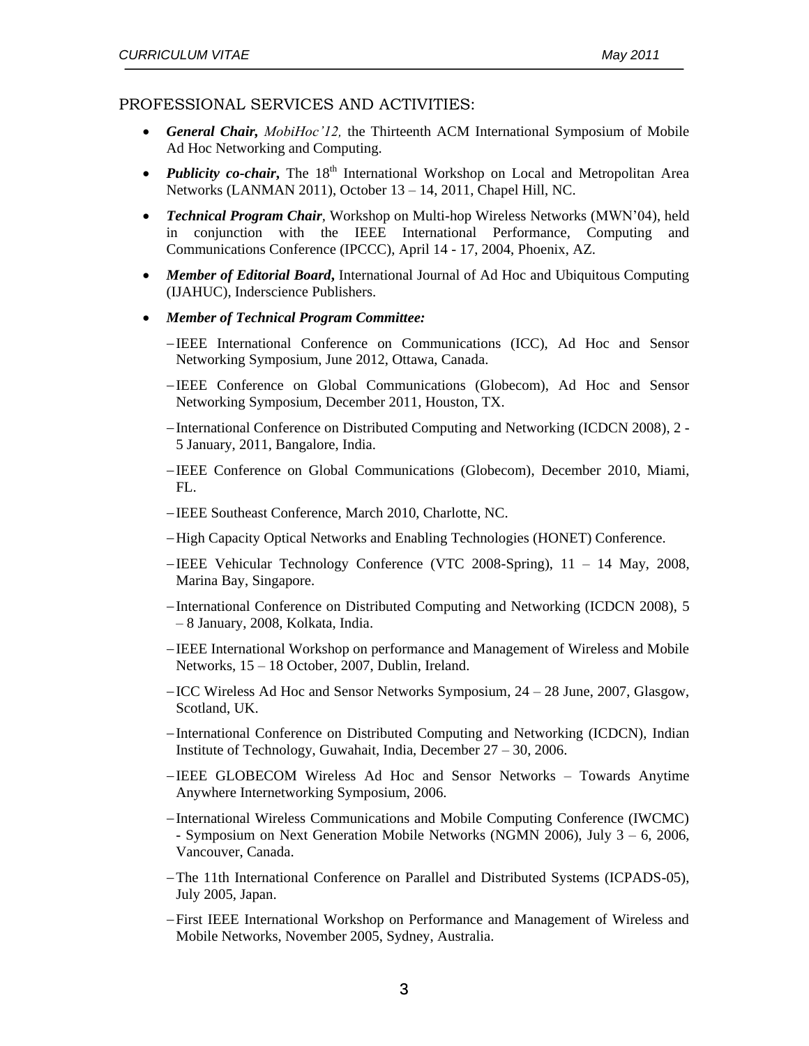## PROFESSIONAL SERVICES AND ACTIVITIES:

- ***General Chair,*** *MobiHoc'12,* the Thirteenth ACM International Symposium of Mobile Ad Hoc Networking and Computing.
- ***Publicity co-chair,*** The 18th International Workshop on Local and Metropolitan Area Networks (LANMAN 2011), October 13 – 14, 2011, Chapel Hill, NC.
- ***Technical Program Chair***, Workshop on Multi-hop Wireless Networks (MWN'04), held in conjunction with the IEEE International Performance, Computing and Communications Conference (IPCCC), April 14 - 17, 2004, Phoenix, AZ.
- ***Member of Editorial Board,*** International Journal of Ad Hoc and Ubiquitous Computing (IJAHUC), Inderscience Publishers.
- ***Member of Technical Program Committee:***
  - IEEE International Conference on Communications (ICC), Ad Hoc and Sensor Networking Symposium, June 2012, Ottawa, Canada.
  - IEEE Conference on Global Communications (Globecom), Ad Hoc and Sensor Networking Symposium, December 2011, Houston, TX.
  - International Conference on Distributed Computing and Networking (ICDCN 2008), 2 - 5 January, 2011, Bangalore, India.
  - IEEE Conference on Global Communications (Globecom), December 2010, Miami, FL.
  - IEEE Southeast Conference, March 2010, Charlotte, NC.
  - High Capacity Optical Networks and Enabling Technologies (HONET) Conference.
  - IEEE Vehicular Technology Conference (VTC 2008-Spring), 11 – 14 May, 2008, Marina Bay, Singapore.
  - International Conference on Distributed Computing and Networking (ICDCN 2008), 5 – 8 January, 2008, Kolkata, India.
  - IEEE International Workshop on performance and Management of Wireless and Mobile Networks, 15 – 18 October, 2007, Dublin, Ireland.
  - ICC Wireless Ad Hoc and Sensor Networks Symposium, 24 – 28 June, 2007, Glasgow, Scotland, UK.
  - International Conference on Distributed Computing and Networking (ICDCN), Indian Institute of Technology, Guwahait, India, December 27 – 30, 2006.
  - IEEE GLOBECOM Wireless Ad Hoc and Sensor Networks – Towards Anytime Anywhere Internetworking Symposium, 2006.
  - International Wireless Communications and Mobile Computing Conference (IWCMC) - Symposium on Next Generation Mobile Networks (NGMN 2006), July 3 – 6, 2006, Vancouver, Canada.
  - The 11th International Conference on Parallel and Distributed Systems (ICPADS-05), July 2005, Japan.
  - First IEEE International Workshop on Performance and Management of Wireless and Mobile Networks, November 2005, Sydney, Australia.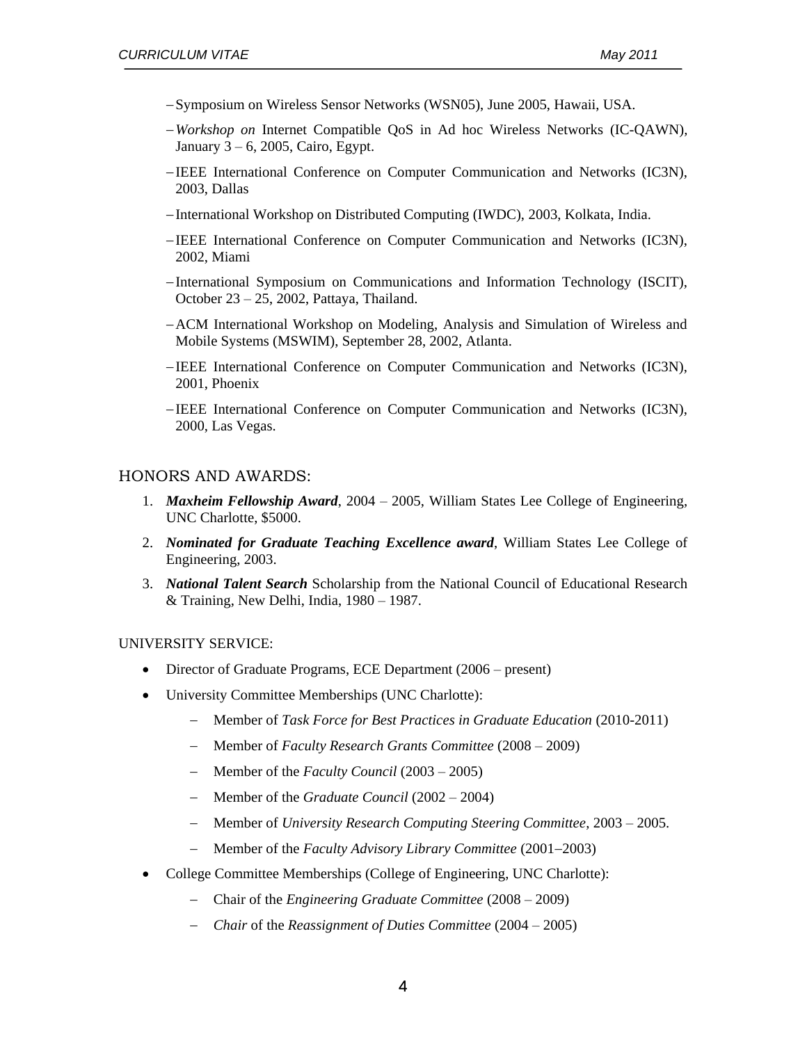- Symposium on Wireless Sensor Networks (WSN05), June 2005, Hawaii, USA.
- *Workshop on* Internet Compatible QoS in Ad hoc Wireless Networks (IC-QAWN), January 3 – 6, 2005, Cairo, Egypt.
- IEEE International Conference on Computer Communication and Networks (IC3N), 2003, Dallas
- International Workshop on Distributed Computing (IWDC), 2003, Kolkata, India.
- IEEE International Conference on Computer Communication and Networks (IC3N), 2002, Miami
- International Symposium on Communications and Information Technology (ISCIT), October 23 – 25, 2002, Pattaya, Thailand.
- ACM International Workshop on Modeling, Analysis and Simulation of Wireless and Mobile Systems (MSWIM), September 28, 2002, Atlanta.
- IEEE International Conference on Computer Communication and Networks (IC3N), 2001, Phoenix
- IEEE International Conference on Computer Communication and Networks (IC3N), 2000, Las Vegas.

## HONORS AND AWARDS:

1. ***Maxheim Fellowship Award***, 2004 – 2005, William States Lee College of Engineering, UNC Charlotte, $5000.
2. ***Nominated for Graduate Teaching Excellence award***, William States Lee College of Engineering, 2003.
3. ***National Talent Search*** Scholarship from the National Council of Educational Research & Training, New Delhi, India, 1980 – 1987.

## UNIVERSITY SERVICE:

- Director of Graduate Programs, ECE Department (2006 – present)
- University Committee Memberships (UNC Charlotte):
  - Member of *Task Force for Best Practices in Graduate Education* (2010-2011)
  - Member of *Faculty Research Grants Committee* (2008 – 2009)
  - Member of the *Faculty Council* (2003 – 2005)
  - Member of the *Graduate Council* (2002 – 2004)
  - Member of *University Research Computing Steering Committee*, 2003 – 2005.
  - Member of the *Faculty Advisory Library Committee* (2001–2003)
- College Committee Memberships (College of Engineering, UNC Charlotte):
  - Chair of the *Engineering Graduate Committee* (2008 – 2009)
  - *Chair* of the *Reassignment of Duties Committee* (2004 – 2005)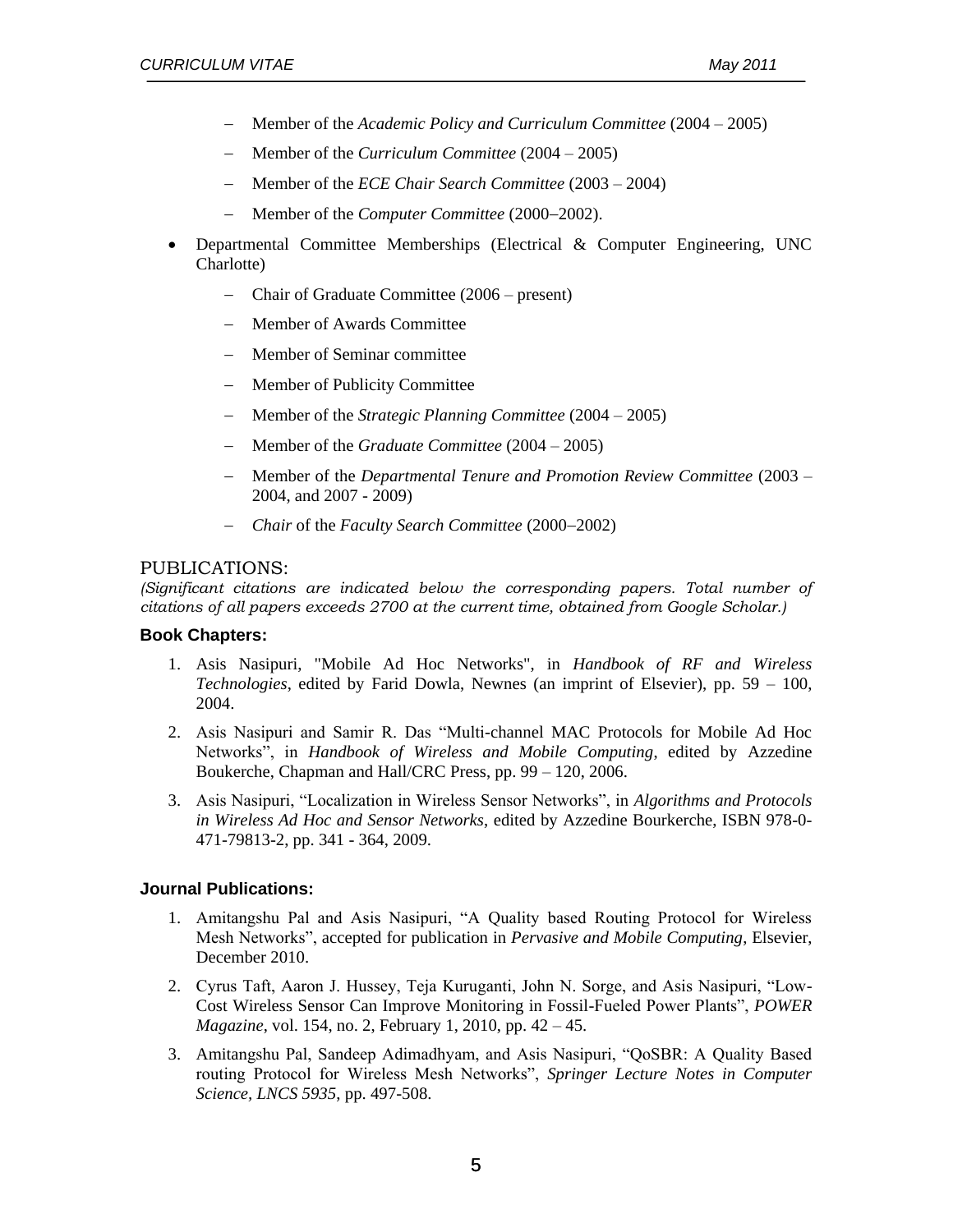- Member of the *Academic Policy and Curriculum Committee* (2004 – 2005)
- Member of the *Curriculum Committee* (2004 – 2005)
- Member of the *ECE Chair Search Committee* (2003 – 2004)
- Member of the *Computer Committee* (2000–2002).

- Departmental Committee Memberships (Electrical & Computer Engineering, UNC Charlotte)
  - Chair of Graduate Committee (2006 – present)
  - Member of Awards Committee
  - Member of Seminar committee
  - Member of Publicity Committee
  - Member of the *Strategic Planning Committee* (2004 – 2005)
  - Member of the *Graduate Committee* (2004 – 2005)
  - Member of the *Departmental Tenure and Promotion Review Committee* (2003 – 2004, and 2007 - 2009)
  - *Chair* of the *Faculty Search Committee* (2000–2002)

## PUBLICATIONS:

*(Significant citations are indicated below the corresponding papers. Total number of citations of all papers exceeds 2700 at the current time, obtained from Google Scholar.)*

### Book Chapters:

1. Asis Nasipuri, "Mobile Ad Hoc Networks", in *Handbook of RF and Wireless Technologies*, edited by Farid Dowla, Newnes (an imprint of Elsevier), pp. 59 – 100, 2004.
2. Asis Nasipuri and Samir R. Das "Multi-channel MAC Protocols for Mobile Ad Hoc Networks", in *Handbook of Wireless and Mobile Computing*, edited by Azzedine Boukerche, Chapman and Hall/CRC Press, pp. 99 – 120, 2006.
3. Asis Nasipuri, "Localization in Wireless Sensor Networks", in *Algorithms and Protocols in Wireless Ad Hoc and Sensor Networks*, edited by Azzedine Bourkerche, ISBN 978-0-471-79813-2, pp. 341 - 364, 2009.

### Journal Publications:

1. Amitangshu Pal and Asis Nasipuri, "A Quality based Routing Protocol for Wireless Mesh Networks", accepted for publication in *Pervasive and Mobile Computing*, Elsevier, December 2010.
2. Cyrus Taft, Aaron J. Hussey, Teja Kuruganti, John N. Sorge, and Asis Nasipuri, "Low-Cost Wireless Sensor Can Improve Monitoring in Fossil-Fueled Power Plants", *POWER Magazine*, vol. 154, no. 2, February 1, 2010, pp. 42 – 45.
3. Amitangshu Pal, Sandeep Adimadhyam, and Asis Nasipuri, "QoSBR: A Quality Based routing Protocol for Wireless Mesh Networks", *Springer Lecture Notes in Computer Science, LNCS 5935*, pp. 497-508.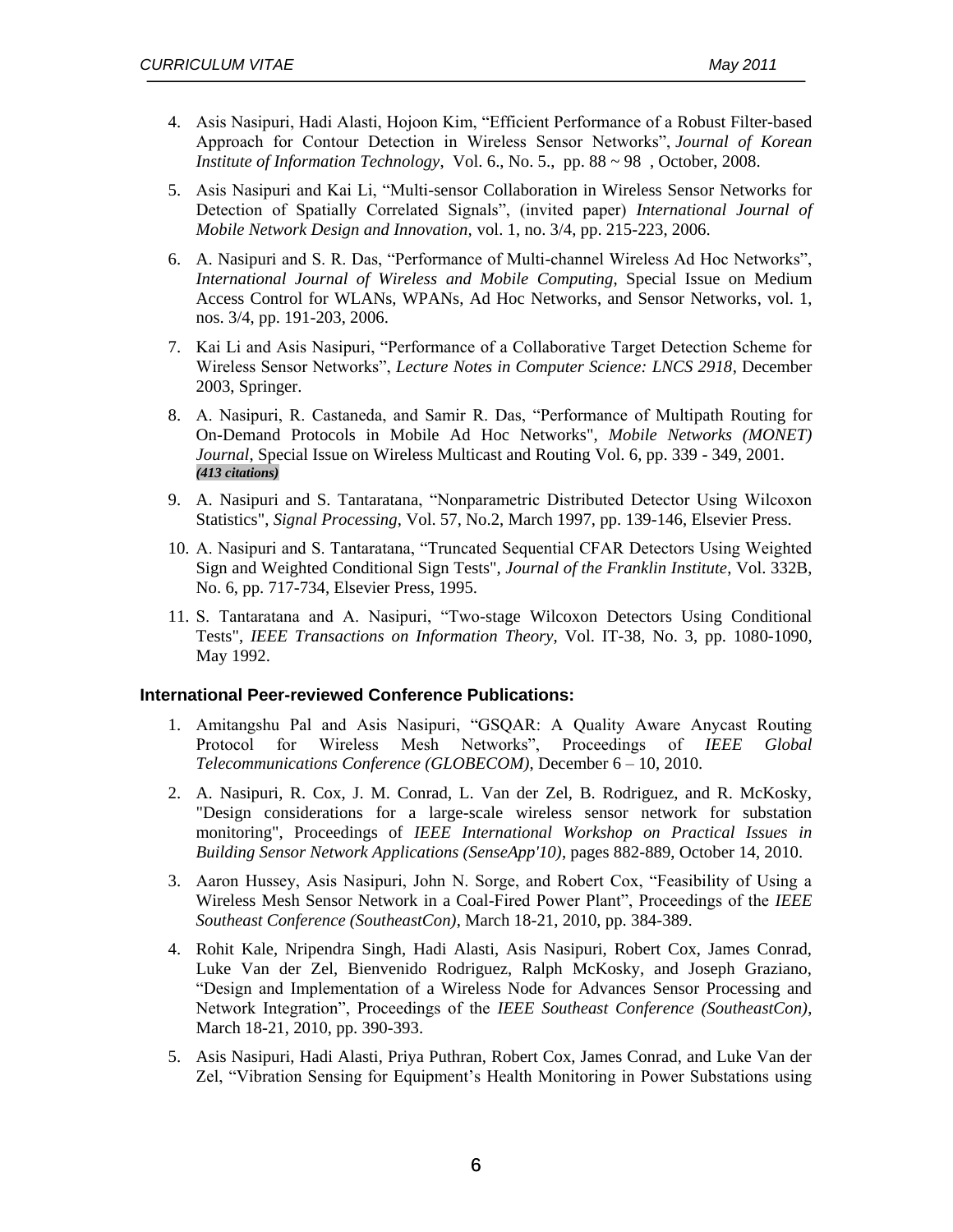4. Asis Nasipuri, Hadi Alasti, Hojoon Kim, "Efficient Performance of a Robust Filter-based Approach for Contour Detection in Wireless Sensor Networks", *Journal of Korean Institute of Information Technology*, Vol. 6., No. 5., pp. 88 ~ 98 , October, 2008.

5. Asis Nasipuri and Kai Li, "Multi-sensor Collaboration in Wireless Sensor Networks for Detection of Spatially Correlated Signals", (invited paper) *International Journal of Mobile Network Design and Innovation*, vol. 1, no. 3/4, pp. 215-223, 2006.

6. A. Nasipuri and S. R. Das, "Performance of Multi-channel Wireless Ad Hoc Networks", *International Journal of Wireless and Mobile Computing*, Special Issue on Medium Access Control for WLANs, WPANs, Ad Hoc Networks, and Sensor Networks, vol. 1, nos. 3/4, pp. 191-203, 2006.

7. Kai Li and Asis Nasipuri, "Performance of a Collaborative Target Detection Scheme for Wireless Sensor Networks", *Lecture Notes in Computer Science: LNCS 2918*, December 2003, Springer.

8. A. Nasipuri, R. Castaneda, and Samir R. Das, "Performance of Multipath Routing for On-Demand Protocols in Mobile Ad Hoc Networks", *Mobile Networks (MONET) Journal*, Special Issue on Wireless Multicast and Routing Vol. 6, pp. 339 - 349, 2001. ***(413 citations)***

9. A. Nasipuri and S. Tantaratana, "Nonparametric Distributed Detector Using Wilcoxon Statistics", *Signal Processing*, Vol. 57, No.2, March 1997, pp. 139-146, Elsevier Press.

10. A. Nasipuri and S. Tantaratana, "Truncated Sequential CFAR Detectors Using Weighted Sign and Weighted Conditional Sign Tests", *Journal of the Franklin Institute*, Vol. 332B, No. 6, pp. 717-734, Elsevier Press, 1995.

11. S. Tantaratana and A. Nasipuri, "Two-stage Wilcoxon Detectors Using Conditional Tests", *IEEE Transactions on Information Theory*, Vol. IT-38, No. 3, pp. 1080-1090, May 1992.

### International Peer-reviewed Conference Publications:

1. Amitangshu Pal and Asis Nasipuri, "GSQAR: A Quality Aware Anycast Routing Protocol for Wireless Mesh Networks", Proceedings of *IEEE Global Telecommunications Conference (GLOBECOM)*, December 6 – 10, 2010.

2. A. Nasipuri, R. Cox, J. M. Conrad, L. Van der Zel, B. Rodriguez, and R. McKosky, "Design considerations for a large-scale wireless sensor network for substation monitoring", Proceedings of *IEEE International Workshop on Practical Issues in Building Sensor Network Applications (SenseApp'10)*, pages 882-889, October 14, 2010.

3. Aaron Hussey, Asis Nasipuri, John N. Sorge, and Robert Cox, "Feasibility of Using a Wireless Mesh Sensor Network in a Coal-Fired Power Plant", Proceedings of the *IEEE Southeast Conference (SoutheastCon)*, March 18-21, 2010, pp. 384-389.

4. Rohit Kale, Nripendra Singh, Hadi Alasti, Asis Nasipuri, Robert Cox, James Conrad, Luke Van der Zel, Bienvenido Rodriguez, Ralph McKosky, and Joseph Graziano, "Design and Implementation of a Wireless Node for Advances Sensor Processing and Network Integration", Proceedings of the *IEEE Southeast Conference (SoutheastCon)*, March 18-21, 2010, pp. 390-393.

5. Asis Nasipuri, Hadi Alasti, Priya Puthran, Robert Cox, James Conrad, and Luke Van der Zel, "Vibration Sensing for Equipment's Health Monitoring in Power Substations using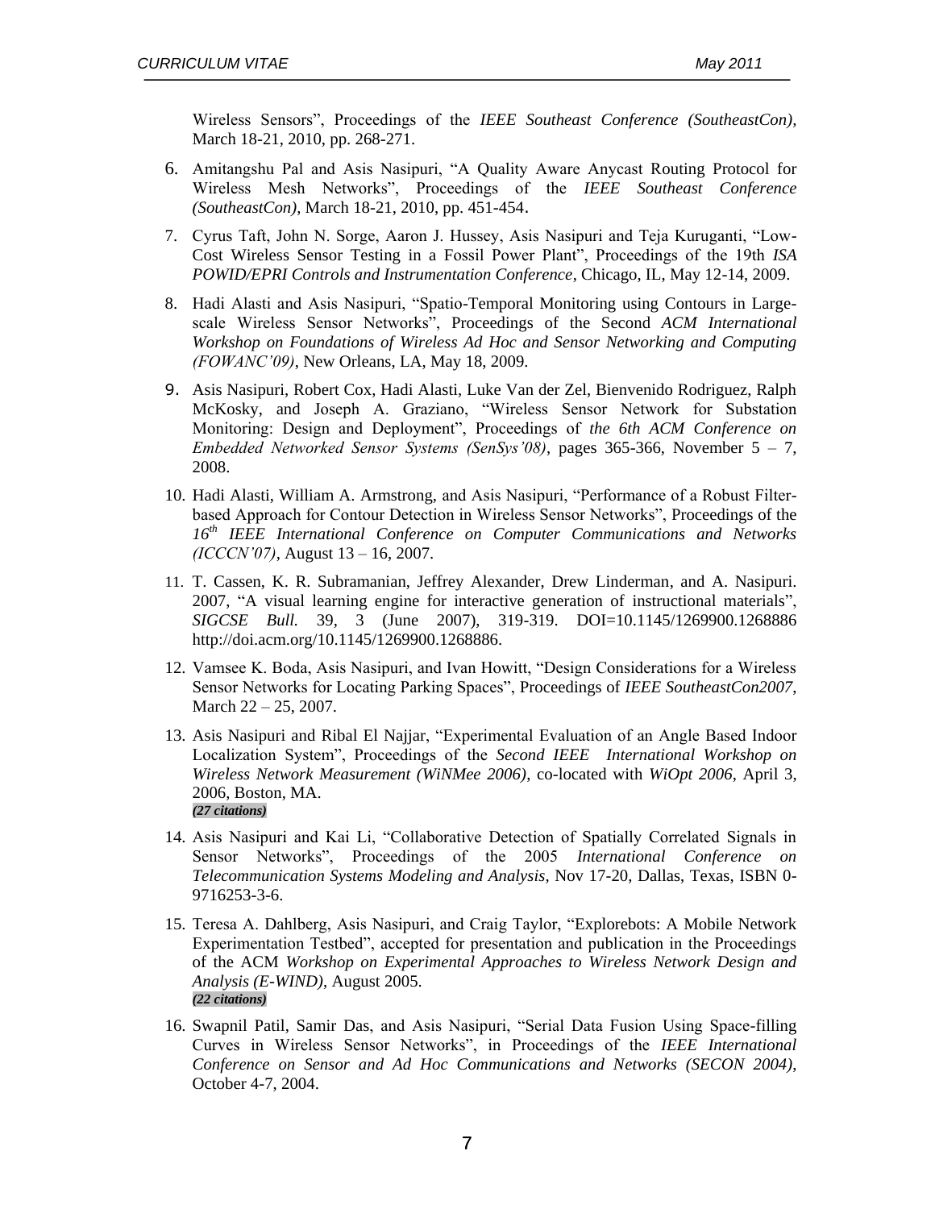Wireless Sensors", Proceedings of the *IEEE Southeast Conference (SoutheastCon)*, March 18-21, 2010, pp. 268-271.

6. Amitangshu Pal and Asis Nasipuri, "A Quality Aware Anycast Routing Protocol for Wireless Mesh Networks", Proceedings of the *IEEE Southeast Conference (SoutheastCon)*, March 18-21, 2010, pp. 451-454.

7. Cyrus Taft, John N. Sorge, Aaron J. Hussey, Asis Nasipuri and Teja Kuruganti, "Low-Cost Wireless Sensor Testing in a Fossil Power Plant", Proceedings of the 19th *ISA POWID/EPRI Controls and Instrumentation Conference*, Chicago, IL, May 12-14, 2009.

8. Hadi Alasti and Asis Nasipuri, "Spatio-Temporal Monitoring using Contours in Large-scale Wireless Sensor Networks", Proceedings of the Second *ACM International Workshop on Foundations of Wireless Ad Hoc and Sensor Networking and Computing (FOWANC'09)*, New Orleans, LA, May 18, 2009.

9. Asis Nasipuri, Robert Cox, Hadi Alasti, Luke Van der Zel, Bienvenido Rodriguez, Ralph McKosky, and Joseph A. Graziano, "Wireless Sensor Network for Substation Monitoring: Design and Deployment", Proceedings of *the 6th ACM Conference on Embedded Networked Sensor Systems (SenSys'08)*, pages 365-366, November 5 – 7, 2008.

10. Hadi Alasti, William A. Armstrong, and Asis Nasipuri, "Performance of a Robust Filter-based Approach for Contour Detection in Wireless Sensor Networks", Proceedings of the *16th IEEE International Conference on Computer Communications and Networks (ICCCN'07)*, August 13 – 16, 2007.

11. T. Cassen, K. R. Subramanian, Jeffrey Alexander, Drew Linderman, and A. Nasipuri. 2007, "A visual learning engine for interactive generation of instructional materials", *SIGCSE Bull.* 39, 3 (June 2007), 319-319. DOI=10.1145/1269900.1268886 http://doi.acm.org/10.1145/1269900.1268886.

12. Vamsee K. Boda, Asis Nasipuri, and Ivan Howitt, "Design Considerations for a Wireless Sensor Networks for Locating Parking Spaces", Proceedings of *IEEE SoutheastCon2007*, March 22 – 25, 2007.

13. Asis Nasipuri and Ribal El Najjar, "Experimental Evaluation of an Angle Based Indoor Localization System", Proceedings of the *Second IEEE International Workshop on Wireless Network Measurement (WiNMee 2006)*, co-located with *WiOpt 2006*, April 3, 2006, Boston, MA.
***(27 citations)***

14. Asis Nasipuri and Kai Li, "Collaborative Detection of Spatially Correlated Signals in Sensor Networks", Proceedings of the 2005 *International Conference on Telecommunication Systems Modeling and Analysis*, Nov 17-20, Dallas, Texas, ISBN 0-9716253-3-6.

15. Teresa A. Dahlberg, Asis Nasipuri, and Craig Taylor, "Explorebots: A Mobile Network Experimentation Testbed", accepted for presentation and publication in the Proceedings of the ACM *Workshop on Experimental Approaches to Wireless Network Design and Analysis (E-WIND)*, August 2005.
***(22 citations)***

16. Swapnil Patil, Samir Das, and Asis Nasipuri, "Serial Data Fusion Using Space-filling Curves in Wireless Sensor Networks", in Proceedings of the *IEEE International Conference on Sensor and Ad Hoc Communications and Networks (SECON 2004)*, October 4-7, 2004.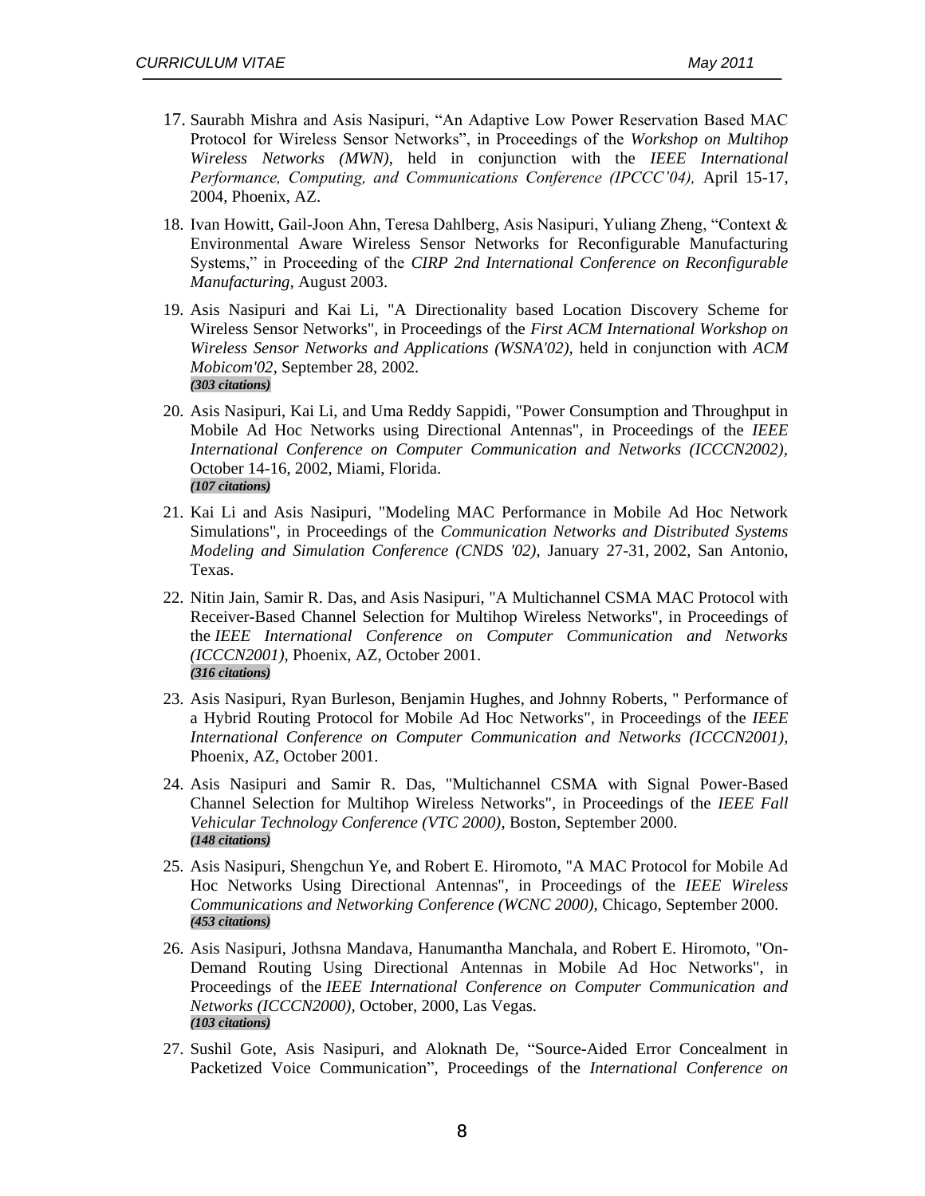17. Saurabh Mishra and Asis Nasipuri, “An Adaptive Low Power Reservation Based MAC Protocol for Wireless Sensor Networks”, in Proceedings of the *Workshop on Multihop Wireless Networks (MWN)*, held in conjunction with the *IEEE International Performance, Computing, and Communications Conference (IPCCC’04),* April 15-17, 2004, Phoenix, AZ.

18. Ivan Howitt, Gail-Joon Ahn, Teresa Dahlberg, Asis Nasipuri, Yuliang Zheng, “Context & Environmental Aware Wireless Sensor Networks for Reconfigurable Manufacturing Systems,” in Proceeding of the *CIRP 2nd International Conference on Reconfigurable Manufacturing*, August 2003.

19. Asis Nasipuri and Kai Li, "A Directionality based Location Discovery Scheme for Wireless Sensor Networks", in Proceedings of the *First ACM International Workshop on Wireless Sensor Networks and Applications (WSNA'02)*, held in conjunction with *ACM Mobicom'02*, September 28, 2002.
***(303 citations)***

20. Asis Nasipuri, Kai Li, and Uma Reddy Sappidi, "Power Consumption and Throughput in Mobile Ad Hoc Networks using Directional Antennas", in Proceedings of the *IEEE International Conference on Computer Communication and Networks (ICCCN2002)*, October 14-16, 2002, Miami, Florida.
***(107 citations)***

21. Kai Li and Asis Nasipuri, "Modeling MAC Performance in Mobile Ad Hoc Network Simulations", in Proceedings of the *Communication Networks and Distributed Systems Modeling and Simulation Conference (CNDS '02)*, January 27-31, 2002, San Antonio, Texas.

22. Nitin Jain, Samir R. Das, and Asis Nasipuri, "A Multichannel CSMA MAC Protocol with Receiver-Based Channel Selection for Multihop Wireless Networks", in Proceedings of the *IEEE International Conference on Computer Communication and Networks (ICCCN2001)*, Phoenix, AZ, October 2001.
***(316 citations)***

23. Asis Nasipuri, Ryan Burleson, Benjamin Hughes, and Johnny Roberts, " Performance of a Hybrid Routing Protocol for Mobile Ad Hoc Networks", in Proceedings of the *IEEE International Conference on Computer Communication and Networks (ICCCN2001)*, Phoenix, AZ, October 2001.

24. Asis Nasipuri and Samir R. Das, "Multichannel CSMA with Signal Power-Based Channel Selection for Multihop Wireless Networks", in Proceedings of the *IEEE Fall Vehicular Technology Conference (VTC 2000)*, Boston, September 2000.
***(148 citations)***

25. Asis Nasipuri, Shengchun Ye, and Robert E. Hiromoto, "A MAC Protocol for Mobile Ad Hoc Networks Using Directional Antennas", in Proceedings of the *IEEE Wireless Communications and Networking Conference (WCNC 2000)*, Chicago, September 2000.
***(453 citations)***

26. Asis Nasipuri, Jothsna Mandava, Hanumantha Manchala, and Robert E. Hiromoto, "On-Demand Routing Using Directional Antennas in Mobile Ad Hoc Networks", in Proceedings of the *IEEE International Conference on Computer Communication and Networks (ICCCN2000)*, October, 2000, Las Vegas.
***(103 citations)***

27. Sushil Gote, Asis Nasipuri, and Aloknath De, “Source-Aided Error Concealment in Packetized Voice Communication”, Proceedings of the *International Conference on*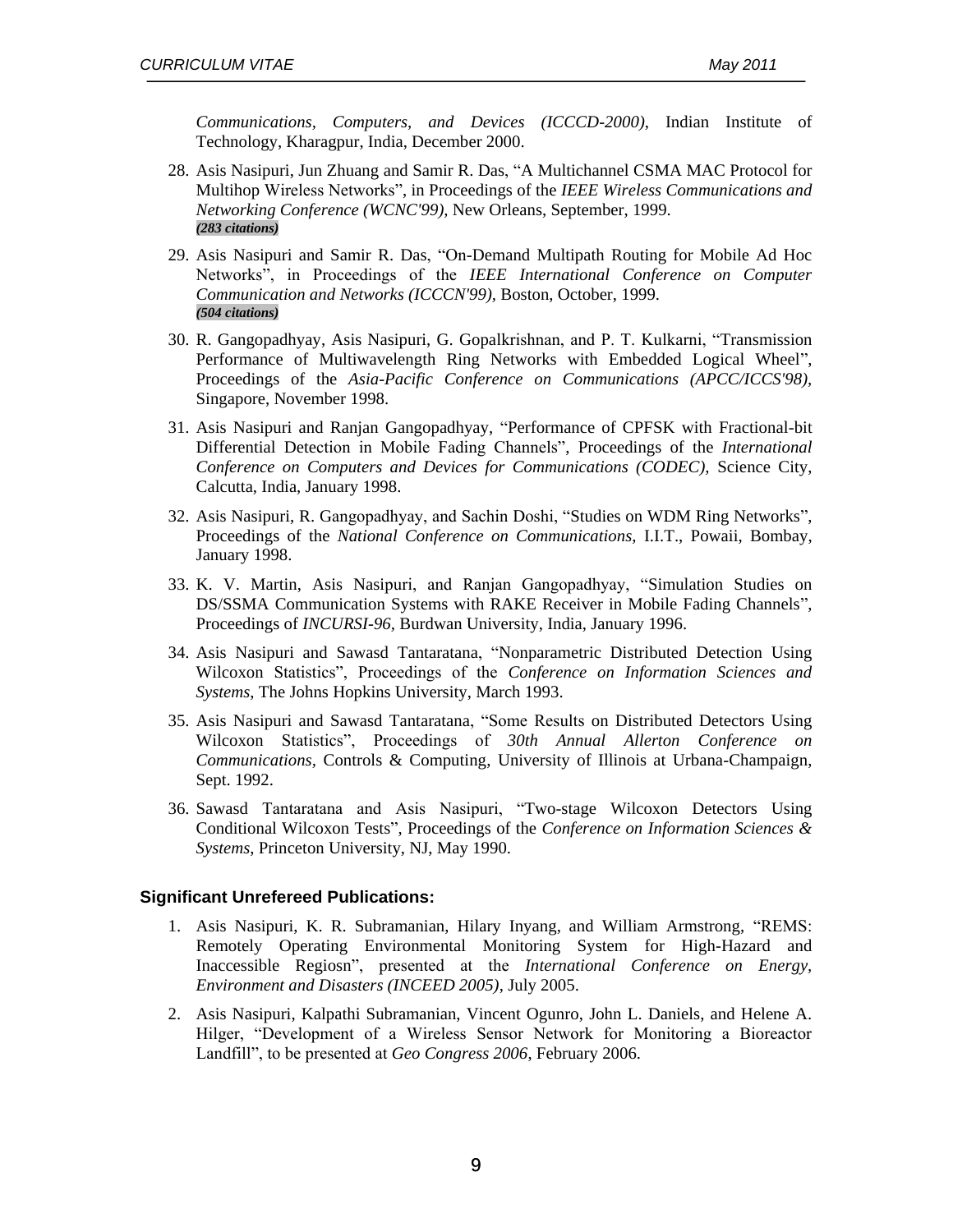*Communications, Computers, and Devices (ICCCD-2000)*, Indian Institute of Technology, Kharagpur, India, December 2000.

28. Asis Nasipuri, Jun Zhuang and Samir R. Das, "A Multichannel CSMA MAC Protocol for Multihop Wireless Networks", in Proceedings of the *IEEE Wireless Communications and Networking Conference (WCNC'99)*, New Orleans, September, 1999.
***(283 citations)***

29. Asis Nasipuri and Samir R. Das, "On-Demand Multipath Routing for Mobile Ad Hoc Networks", in Proceedings of the *IEEE International Conference on Computer Communication and Networks (ICCCN'99)*, Boston, October, 1999.
***(504 citations)***

30. R. Gangopadhyay, Asis Nasipuri, G. Gopalkrishnan, and P. T. Kulkarni, "Transmission Performance of Multiwavelength Ring Networks with Embedded Logical Wheel", Proceedings of the *Asia-Pacific Conference on Communications (APCC/ICCS'98)*, Singapore, November 1998.

31. Asis Nasipuri and Ranjan Gangopadhyay, "Performance of CPFSK with Fractional-bit Differential Detection in Mobile Fading Channels", Proceedings of the *International Conference on Computers and Devices for Communications (CODEC)*, Science City, Calcutta, India, January 1998.

32. Asis Nasipuri, R. Gangopadhyay, and Sachin Doshi, "Studies on WDM Ring Networks", Proceedings of the *National Conference on Communications*, I.I.T., Powaii, Bombay, January 1998.

33. K. V. Martin, Asis Nasipuri, and Ranjan Gangopadhyay, "Simulation Studies on DS/SSMA Communication Systems with RAKE Receiver in Mobile Fading Channels", Proceedings of *INCURSI-96*, Burdwan University, India, January 1996.

34. Asis Nasipuri and Sawasd Tantaratana, "Nonparametric Distributed Detection Using Wilcoxon Statistics", Proceedings of the *Conference on Information Sciences and Systems*, The Johns Hopkins University, March 1993.

35. Asis Nasipuri and Sawasd Tantaratana, "Some Results on Distributed Detectors Using Wilcoxon Statistics", Proceedings of *30th Annual Allerton Conference on Communications*, Controls & Computing, University of Illinois at Urbana-Champaign, Sept. 1992.

36. Sawasd Tantaratana and Asis Nasipuri, "Two-stage Wilcoxon Detectors Using Conditional Wilcoxon Tests", Proceedings of the *Conference on Information Sciences & Systems*, Princeton University, NJ, May 1990.

### Significant Unrefereed Publications:

1. Asis Nasipuri, K. R. Subramanian, Hilary Inyang, and William Armstrong, "REMS: Remotely Operating Environmental Monitoring System for High-Hazard and Inaccessible Regiosn", presented at the *International Conference on Energy, Environment and Disasters (INCEED 2005)*, July 2005.

2. Asis Nasipuri, Kalpathi Subramanian, Vincent Ogunro, John L. Daniels, and Helene A. Hilger, "Development of a Wireless Sensor Network for Monitoring a Bioreactor Landfill", to be presented at *Geo Congress 2006*, February 2006.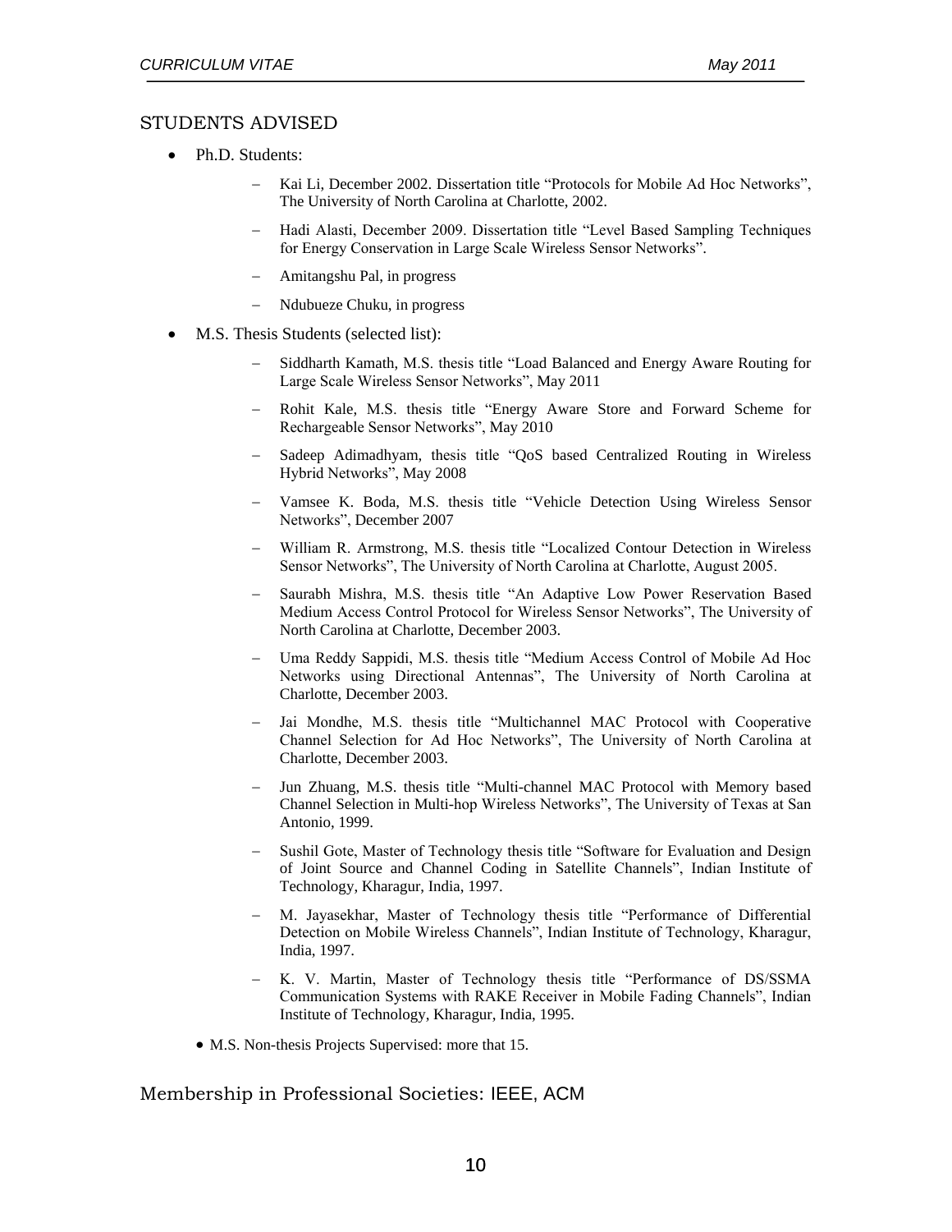## STUDENTS ADVISED

- Ph.D. Students:
  - Kai Li, December 2002. Dissertation title "Protocols for Mobile Ad Hoc Networks", The University of North Carolina at Charlotte, 2002.
  - Hadi Alasti, December 2009. Dissertation title "Level Based Sampling Techniques for Energy Conservation in Large Scale Wireless Sensor Networks".
  - Amitangshu Pal, in progress
  - Ndubueze Chuku, in progress
- M.S. Thesis Students (selected list):
  - Siddharth Kamath, M.S. thesis title "Load Balanced and Energy Aware Routing for Large Scale Wireless Sensor Networks", May 2011
  - Rohit Kale, M.S. thesis title "Energy Aware Store and Forward Scheme for Rechargeable Sensor Networks", May 2010
  - Sadeep Adimadhyam, thesis title "QoS based Centralized Routing in Wireless Hybrid Networks", May 2008
  - Vamsee K. Boda, M.S. thesis title "Vehicle Detection Using Wireless Sensor Networks", December 2007
  - William R. Armstrong, M.S. thesis title "Localized Contour Detection in Wireless Sensor Networks", The University of North Carolina at Charlotte, August 2005.
  - Saurabh Mishra, M.S. thesis title "An Adaptive Low Power Reservation Based Medium Access Control Protocol for Wireless Sensor Networks", The University of North Carolina at Charlotte, December 2003.
  - Uma Reddy Sappidi, M.S. thesis title "Medium Access Control of Mobile Ad Hoc Networks using Directional Antennas", The University of North Carolina at Charlotte, December 2003.
  - Jai Mondhe, M.S. thesis title "Multichannel MAC Protocol with Cooperative Channel Selection for Ad Hoc Networks", The University of North Carolina at Charlotte, December 2003.
  - Jun Zhuang, M.S. thesis title "Multi-channel MAC Protocol with Memory based Channel Selection in Multi-hop Wireless Networks", The University of Texas at San Antonio, 1999.
  - Sushil Gote, Master of Technology thesis title "Software for Evaluation and Design of Joint Source and Channel Coding in Satellite Channels", Indian Institute of Technology, Kharagur, India, 1997.
  - M. Jayasekhar, Master of Technology thesis title "Performance of Differential Detection on Mobile Wireless Channels", Indian Institute of Technology, Kharagur, India, 1997.
  - K. V. Martin, Master of Technology thesis title "Performance of DS/SSMA Communication Systems with RAKE Receiver in Mobile Fading Channels", Indian Institute of Technology, Kharagur, India, 1995.
- M.S. Non-thesis Projects Supervised: more that 15.

## Membership in Professional Societies: IEEE, ACM